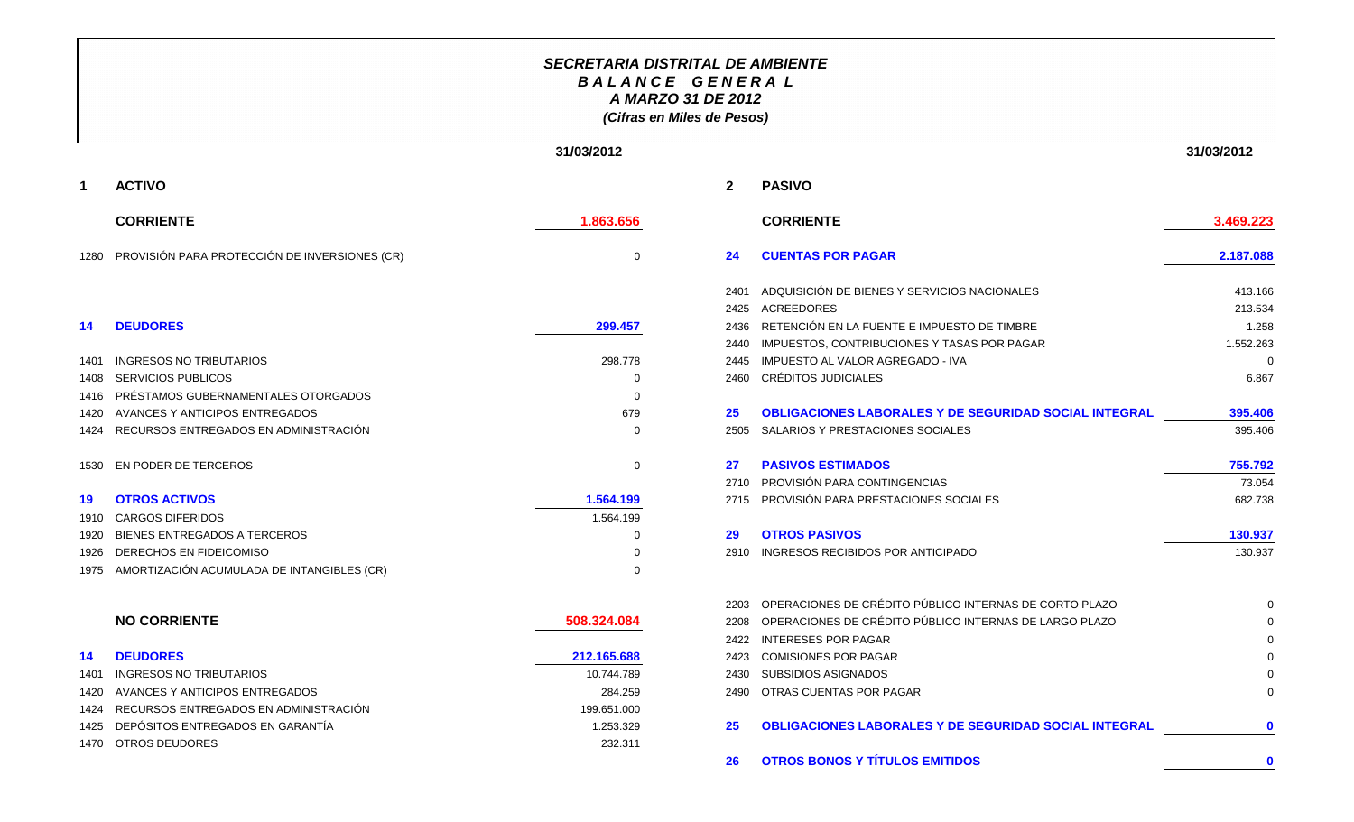# SECRETARIA DISTRITAL DE AMBIENTE
## B A L A N C E   G E N E R A L
### A MARZO 31 DE 2012
*(Cifras en Miles de Pesos)*

| Código | Cuenta | 31/03/2012 |
|---|---|---|
| **1** | **ACTIVO** | |
| | **CORRIENTE** | **1.863.656** |
| 1280 | PROVISIÓN PARA PROTECCIÓN DE INVERSIONES (CR) | 0 |
| **14** | **DEUDORES** | **299.457** |
| 1401 | INGRESOS NO TRIBUTARIOS | 298.778 |
| 1408 | SERVICIOS PUBLICOS | 0 |
| 1416 | PRÉSTAMOS GUBERNAMENTALES OTORGADOS | 0 |
| 1420 | AVANCES Y ANTICIPOS ENTREGADOS | 679 |
| 1424 | RECURSOS ENTREGADOS EN ADMINISTRACIÓN | 0 |
| 1530 | EN PODER DE TERCEROS | 0 |
| **19** | **OTROS ACTIVOS** | **1.564.199** |
| 1910 | CARGOS DIFERIDOS | 1.564.199 |
| 1920 | BIENES ENTREGADOS A TERCEROS | 0 |
| 1926 | DERECHOS EN FIDEICOMISO | 0 |
| 1975 | AMORTIZACIÓN ACUMULADA DE INTANGIBLES (CR) | 0 |
| | **NO CORRIENTE** | **508.324.084** |
| **14** | **DEUDORES** | **212.165.688** |
| 1401 | INGRESOS NO TRIBUTARIOS | 10.744.789 |
| 1420 | AVANCES Y ANTICIPOS ENTREGADOS | 284.259 |
| 1424 | RECURSOS ENTREGADOS EN ADMINISTRACIÓN | 199.651.000 |
| 1425 | DEPÓSITOS ENTREGADOS EN GARANTÍA | 1.253.329 |
| 1470 | OTROS DEUDORES | 232.311 |

| Código | Cuenta | 31/03/2012 |
|---|---|---|
| **2** | **PASIVO** | |
| | **CORRIENTE** | **3.469.223** |
| **24** | **CUENTAS POR PAGAR** | **2.187.088** |
| 2401 | ADQUISICIÓN DE BIENES Y SERVICIOS NACIONALES | 413.166 |
| 2425 | ACREEDORES | 213.534 |
| 2436 | RETENCIÓN EN LA FUENTE E IMPUESTO DE TIMBRE | 1.258 |
| 2440 | IMPUESTOS, CONTRIBUCIONES Y TASAS POR PAGAR | 1.552.263 |
| 2445 | IMPUESTO AL VALOR AGREGADO - IVA | 0 |
| 2460 | CRÉDITOS JUDICIALES | 6.867 |
| **25** | **OBLIGACIONES LABORALES Y DE SEGURIDAD SOCIAL INTEGRAL** | **395.406** |
| 2505 | SALARIOS Y PRESTACIONES SOCIALES | 395.406 |
| **27** | **PASIVOS ESTIMADOS** | **755.792** |
| 2710 | PROVISIÓN PARA CONTINGENCIAS | 73.054 |
| 2715 | PROVISIÓN PARA PRESTACIONES SOCIALES | 682.738 |
| **29** | **OTROS PASIVOS** | **130.937** |
| 2910 | INGRESOS RECIBIDOS POR ANTICIPADO | 130.937 |
| 2203 | OPERACIONES DE CRÉDITO PÚBLICO INTERNAS DE CORTO PLAZO | 0 |
| 2208 | OPERACIONES DE CRÉDITO PÚBLICO INTERNAS DE LARGO PLAZO | 0 |
| 2422 | INTERESES POR PAGAR | 0 |
| 2423 | COMISIONES POR PAGAR | 0 |
| 2430 | SUBSIDIOS ASIGNADOS | 0 |
| 2490 | OTRAS CUENTAS POR PAGAR | 0 |
| **25** | **OBLIGACIONES LABORALES Y DE SEGURIDAD SOCIAL INTEGRAL** | **0** |
| **26** | **OTROS BONOS Y TÍTULOS EMITIDOS** | **0** |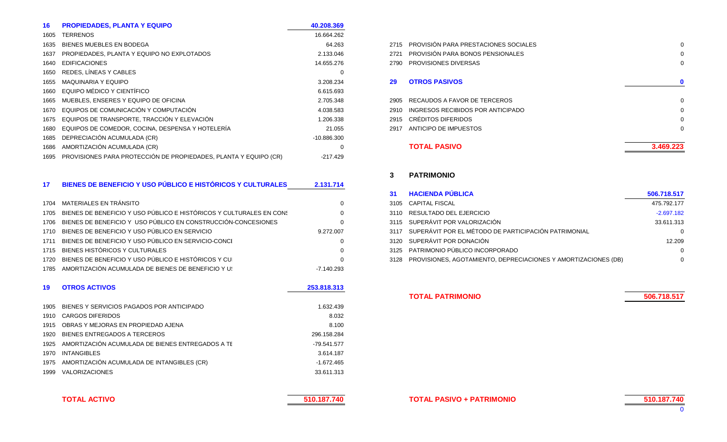| Código | Cuenta | Valor |
|---|---|---|
| **16** | **PROPIEDADES, PLANTA Y EQUIPO** | **40.208.369** |
| 1605 | TERRENOS | 16.664.262 |
| 1635 | BIENES MUEBLES EN BODEGA | 64.263 |
| 1637 | PROPIEDADES, PLANTA Y EQUIPO NO EXPLOTADOS | 2.133.046 |
| 1640 | EDIFICACIONES | 14.655.276 |
| 1650 | REDES, LÍNEAS Y CABLES | 0 |
| 1655 | MAQUINARIA Y EQUIPO | 3.208.234 |
| 1660 | EQUIPO MÉDICO Y CIENTÍFICO | 6.615.693 |
| 1665 | MUEBLES, ENSERES Y EQUIPO DE OFICINA | 2.705.348 |
| 1670 | EQUIPOS DE COMUNICACIÓN Y COMPUTACIÓN | 4.038.583 |
| 1675 | EQUIPOS DE TRANSPORTE, TRACCIÓN Y ELEVACIÓN | 1.206.338 |
| 1680 | EQUIPOS DE COMEDOR, COCINA, DESPENSA Y HOTELERÍA | 21.055 |
| 1685 | DEPRECIACIÓN ACUMULADA (CR) | -10.886.300 |
| 1686 | AMORTIZACIÓN ACUMULADA (CR) | 0 |
| 1695 | PROVISIONES PARA PROTECCIÓN DE PROPIEDADES, PLANTA Y EQUIPO (CR) | -217.429 |
| **17** | **BIENES DE BENEFICIO Y USO PÚBLICO E HISTÓRICOS Y CULTURALES** | **2.131.714** |
| 1704 | MATERIALES EN TRÁNSITO | 0 |
| 1705 | BIENES DE BENEFICIO Y USO PÚBLICO E HISTÓRICOS Y CULTURALES EN CONS | 0 |
| 1706 | BIENES DE BENEFICIO Y USO PÚBLICO EN CONSTRUCCIÓN-CONCESIONES | 0 |
| 1710 | BIENES DE BENEFICIO Y USO PÚBLICO EN SERVICIO | 9.272.007 |
| 1711 | BIENES DE BENEFICIO Y USO PÚBLICO EN SERVICIO-CONCI | 0 |
| 1715 | BIENES HISTÓRICOS Y CULTURALES | 0 |
| 1720 | BIENES DE BENEFICIO Y USO PÚBLICO E HISTÓRICOS Y CU | 0 |
| 1785 | AMORTIZACIÓN ACUMULADA DE BIENES DE BENEFICIO Y U | -7.140.293 |
| **19** | **OTROS ACTIVOS** | **253.818.313** |
| 1905 | BIENES Y SERVICIOS PAGADOS POR ANTICIPADO | 1.632.439 |
| 1910 | CARGOS DIFERIDOS | 8.032 |
| 1915 | OBRAS Y MEJORAS EN PROPIEDAD AJENA | 8.100 |
| 1920 | BIENES ENTREGADOS A TERCEROS | 296.158.284 |
| 1925 | AMORTIZACIÓN ACUMULADA DE BIENES ENTREGADOS A TE | -79.541.577 |
| 1970 | INTANGIBLES | 3.614.187 |
| 1975 | AMORTIZACIÓN ACUMULADA DE INTANGIBLES (CR) | -1.672.465 |
| 1999 | VALORIZACIONES | 33.611.313 |
| | **TOTAL ACTIVO** | **510.187.740** |

| Código | Cuenta | Valor |
|---|---|---|
| 2715 | PROVISIÓN PARA PRESTACIONES SOCIALES | 0 |
| 2721 | PROVISIÓN PARA BONOS PENSIONALES | 0 |
| 2790 | PROVISIONES DIVERSAS | 0 |
| **29** | **OTROS PASIVOS** | **0** |
| 2905 | RECAUDOS A FAVOR DE TERCEROS | 0 |
| 2910 | INGRESOS RECIBIDOS POR ANTICIPADO | 0 |
| 2915 | CRÉDITOS DIFERIDOS | 0 |
| 2917 | ANTICIPO DE IMPUESTOS | 0 |
| | **TOTAL PASIVO** | **3.469.223** |
| **3** | **PATRIMONIO** | |
| **31** | **HACIENDA PÚBLICA** | **506.718.517** |
| 3105 | CAPITAL FISCAL | 475.792.177 |
| 3110 | RESULTADO DEL EJERCICIO | -2.697.182 |
| 3115 | SUPERÁVIT POR VALORIZACIÓN | 33.611.313 |
| 3117 | SUPERÁVIT POR EL MÉTODO DE PARTICIPACIÓN PATRIMONIAL | 0 |
| 3120 | SUPERÁVIT POR DONACIÓN | 12.209 |
| 3125 | PATRIMONIO PÚBLICO INCORPORADO | 0 |
| 3128 | PROVISIONES, AGOTAMIENTO, DEPRECIACIONES Y AMORTIZACIONES (DB) | 0 |
| | **TOTAL PATRIMONIO** | **506.718.517** |
| | **TOTAL PASIVO + PATRIMONIO** | **510.187.740** |
| | | 0 |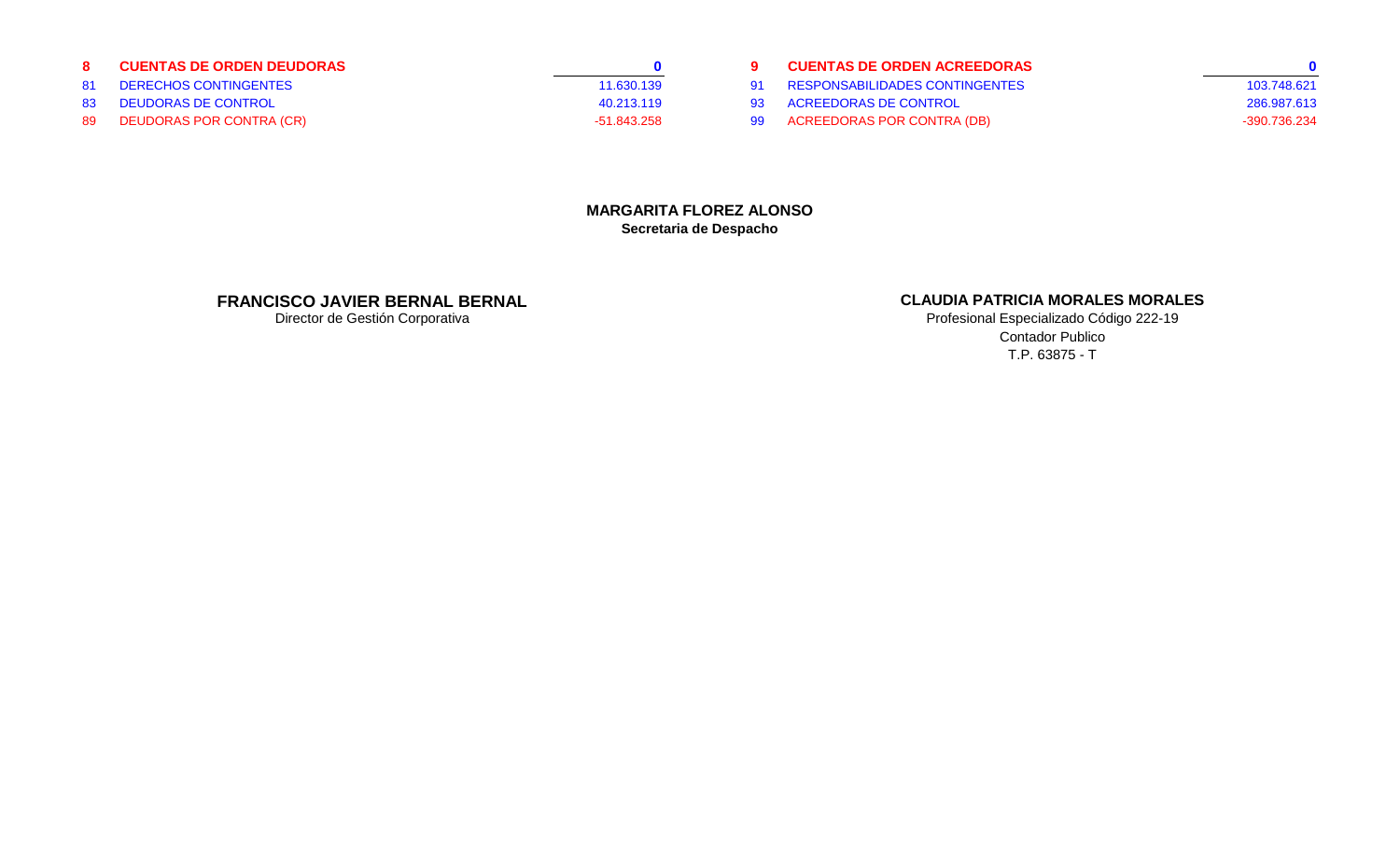| | | | | | |
|---|---|---|---|---|---|
| **8** | **CUENTAS DE ORDEN DEUDORAS** | **0** | **9** | **CUENTAS DE ORDEN ACREEDORAS** | **0** |
| 81 | DERECHOS CONTINGENTES | 11.630.139 | 91 | RESPONSABILIDADES CONTINGENTES | 103.748.621 |
| 83 | DEUDORAS DE CONTROL | 40.213.119 | 93 | ACREEDORAS DE CONTROL | 286.987.613 |
| 89 | DEUDORAS POR CONTRA (CR) | -51.843.258 | 99 | ACREEDORAS POR CONTRA (DB) | -390.736.234 |

**MARGARITA FLOREZ ALONSO**
**Secretaria de Despacho**

**FRANCISCO JAVIER BERNAL BERNAL**
Director de Gestión Corporativa

**CLAUDIA PATRICIA MORALES MORALES**
Profesional Especializado Código 222-19
Contador Publico
T.P. 63875 - T